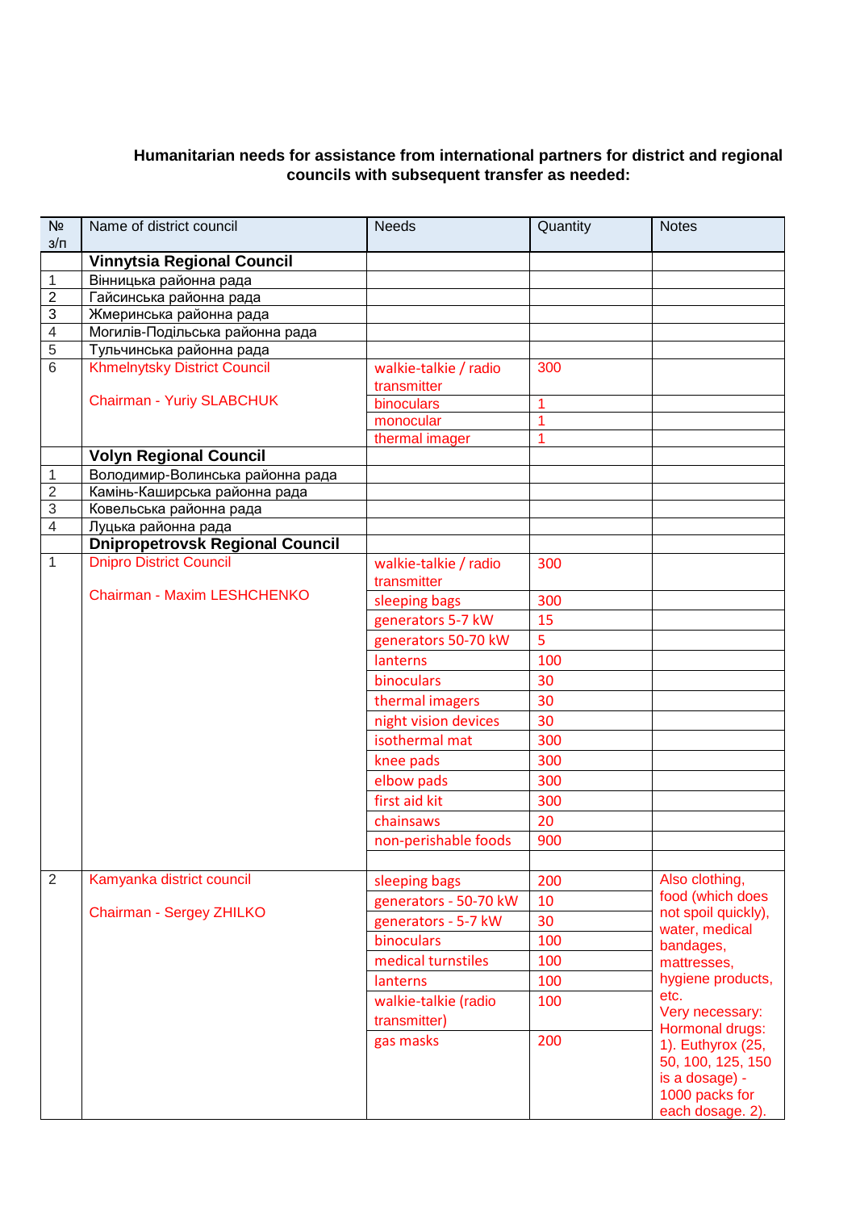**Humanitarian needs for assistance from international partners for district and regional councils with subsequent transfer as needed:**

| № з/п | Name of district council | Needs | Quantity | Notes |
|---|---|---|---|---|
| | **Vinnytsia Regional Council** | | | |
| 1 | Вінницька районна рада | | | |
| 2 | Гайсинська районна рада | | | |
| 3 | Жмеринська районна рада | | | |
| 4 | Могилів-Подільська районна рада | | | |
| 5 | Тульчинська районна рада | | | |
| 6 | Khmelnytsky District Council<br><br>Chairman - Yuriy SLABCHUK | walkie-talkie / radio transmitter | 300 | |
| | | binoculars | 1 | |
| | | monocular | 1 | |
| | | thermal imager | 1 | |
| | **Volyn Regional Council** | | | |
| 1 | Володимир-Волинська районна рада | | | |
| 2 | Камінь-Каширська районна рада | | | |
| 3 | Ковельська районна рада | | | |
| 4 | Луцька районна рада | | | |
| | **Dnipropetrovsk Regional Council** | | | |
| 1 | Dnipro District Council<br><br>Chairman - Maxim LESHCHENKO | walkie-talkie / radio transmitter | 300 | |
| | | sleeping bags | 300 | |
| | | generators 5-7 kW | 15 | |
| | | generators 50-70 kW | 5 | |
| | | lanterns | 100 | |
| | | binoculars | 30 | |
| | | thermal imagers | 30 | |
| | | night vision devices | 30 | |
| | | isothermal mat | 300 | |
| | | knee pads | 300 | |
| | | elbow pads | 300 | |
| | | first aid kit | 300 | |
| | | chainsaws | 20 | |
| | | non-perishable foods | 900 | |
| | | | | |
| 2 | Kamyanka district council<br><br>Chairman - Sergey ZHILKO | sleeping bags | 200 | Also clothing, food (which does not spoil quickly), water, medical bandages, mattresses, hygiene products, etc.<br>Very necessary: Hormonal drugs: 1). Euthyrox (25, 50, 100, 125, 150 is a dosage) - 1000 packs for each dosage. 2). |
| | | generators - 50-70 kW | 10 | |
| | | generators - 5-7 kW | 30 | |
| | | binoculars | 100 | |
| | | medical turnstiles | 100 | |
| | | lanterns | 100 | |
| | | walkie-talkie (radio transmitter) | 100 | |
| | | gas masks | 200 | |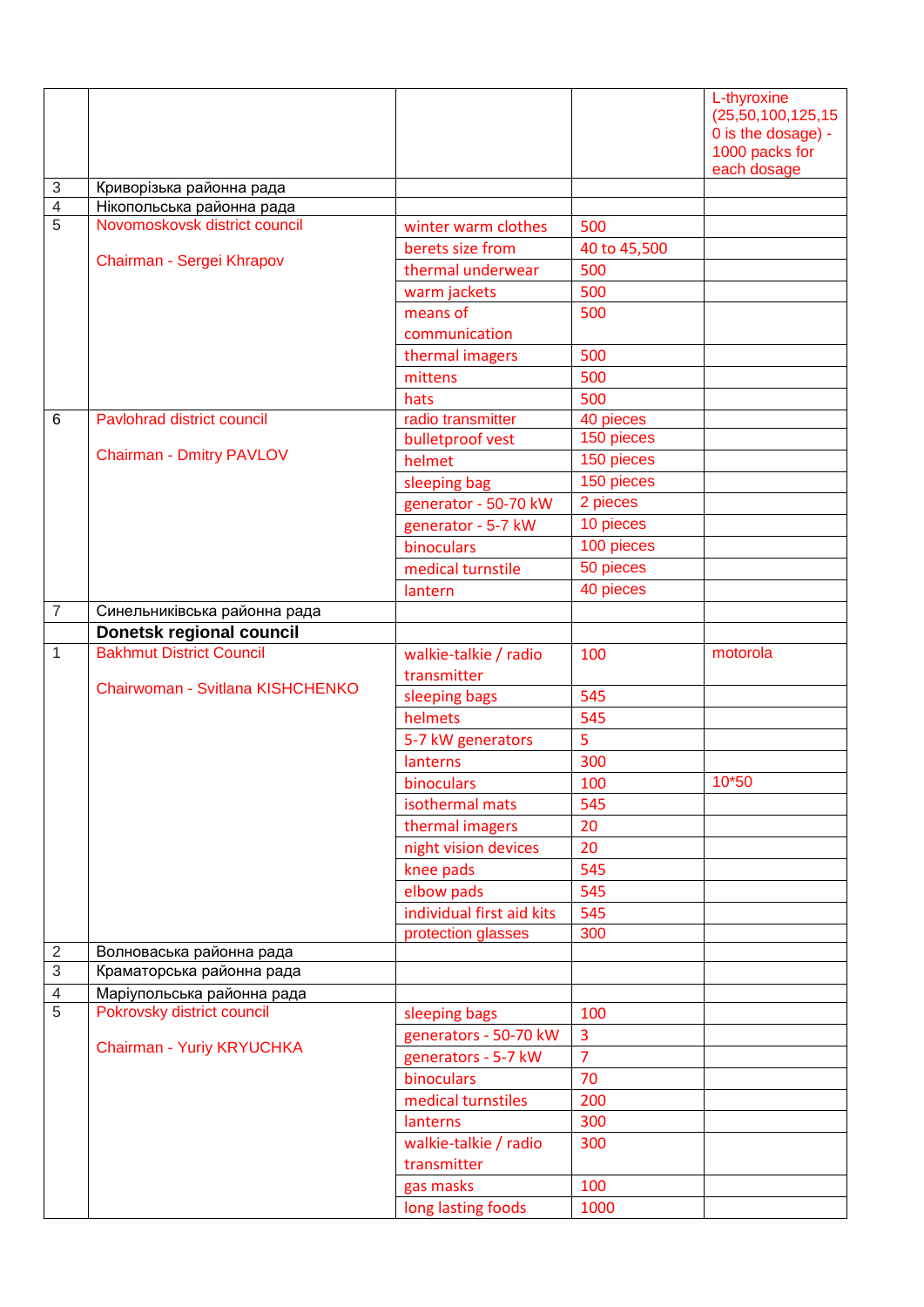| | | | | |
|---|---|---|---|---|
| | | | | L-thyroxine (25,50,100,125,150 is the dosage) - 1000 packs for each dosage |
| 3 | Криворізька районна рада | | | |
| 4 | Нікопольська районна рада | | | |
| 5 | Novomoskovsk district council<br><br>Chairman - Sergei Khrapov | winter warm clothes | 500 | |
| | | berets size from | 40 to 45,500 | |
| | | thermal underwear | 500 | |
| | | warm jackets | 500 | |
| | | means of communication | 500 | |
| | | thermal imagers | 500 | |
| | | mittens | 500 | |
| | | hats | 500 | |
| 6 | Pavlohrad district council<br><br>Chairman - Dmitry PAVLOV | radio transmitter | 40 pieces | |
| | | bulletproof vest | 150 pieces | |
| | | helmet | 150 pieces | |
| | | sleeping bag | 150 pieces | |
| | | generator - 50-70 kW | 2 pieces | |
| | | generator - 5-7 kW | 10 pieces | |
| | | binoculars | 100 pieces | |
| | | medical turnstile | 50 pieces | |
| | | lantern | 40 pieces | |
| 7 | Синельниківська районна рада | | | |
| | **Donetsk regional council** | | | |
| 1 | Bakhmut District Council<br><br>Chairwoman - Svitlana KISHCHENKO | walkie-talkie / radio transmitter | 100 | motorola |
| | | sleeping bags | 545 | |
| | | helmets | 545 | |
| | | 5-7 kW generators | 5 | |
| | | lanterns | 300 | |
| | | binoculars | 100 | 10*50 |
| | | isothermal mats | 545 | |
| | | thermal imagers | 20 | |
| | | night vision devices | 20 | |
| | | knee pads | 545 | |
| | | elbow pads | 545 | |
| | | individual first aid kits | 545 | |
| | | protection glasses | 300 | |
| 2 | Волноваська районна рада | | | |
| 3 | Краматорська районна рада | | | |
| 4 | Маріупольська районна рада | | | |
| 5 | Pokrovsky district council<br><br>Chairman - Yuriy KRYUCHKA | sleeping bags | 100 | |
| | | generators - 50-70 kW | 3 | |
| | | generators - 5-7 kW | 7 | |
| | | binoculars | 70 | |
| | | medical turnstiles | 200 | |
| | | lanterns | 300 | |
| | | walkie-talkie / radio transmitter | 300 | |
| | | gas masks | 100 | |
| | | long lasting foods | 1000 | |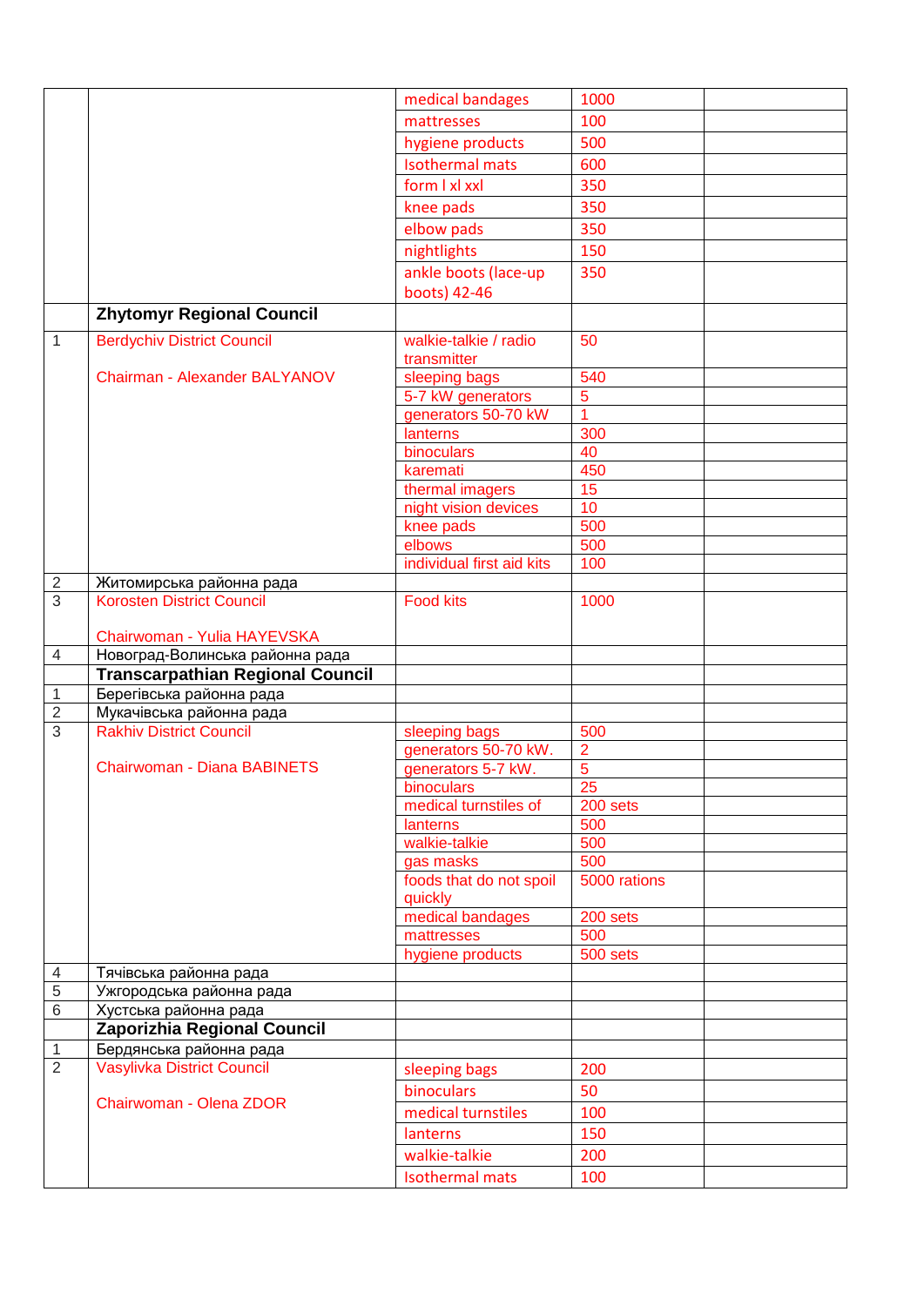| | | | | |
|---|---|---|---|---|
| | | medical bandages | 1000 | |
| | | mattresses | 100 | |
| | | hygiene products | 500 | |
| | | Isothermal mats | 600 | |
| | | form l xl xxl | 350 | |
| | | knee pads | 350 | |
| | | elbow pads | 350 | |
| | | nightlights | 150 | |
| | | ankle boots (lace-up boots) 42-46 | 350 | |
| | **Zhytomyr Regional Council** | | | |
| 1 | Berdychiv District Council<br><br>Chairman - Alexander BALYANOV | walkie-talkie / radio transmitter | 50 | |
| | | sleeping bags | 540 | |
| | | 5-7 kW generators | 5 | |
| | | generators 50-70 kW | 1 | |
| | | lanterns | 300 | |
| | | binoculars | 40 | |
| | | karemati | 450 | |
| | | thermal imagers | 15 | |
| | | night vision devices | 10 | |
| | | knee pads | 500 | |
| | | elbows | 500 | |
| | | individual first aid kits | 100 | |
| 2 | Житомирська районна рада | | | |
| 3 | Korosten District Council<br><br>Chairwoman - Yulia HAYEVSKA | Food kits | 1000 | |
| 4 | Новоград-Волинська районна рада | | | |
| | **Transcarpathian Regional Council** | | | |
| 1 | Берегівська районна рада | | | |
| 2 | Мукачівська районна рада | | | |
| 3 | Rakhiv District Council<br><br>Chairwoman - Diana BABINETS | sleeping bags | 500 | |
| | | generators 50-70 kW. | 2 | |
| | | generators 5-7 kW. | 5 | |
| | | binoculars | 25 | |
| | | medical turnstiles of | 200 sets | |
| | | lanterns | 500 | |
| | | walkie-talkie | 500 | |
| | | gas masks | 500 | |
| | | foods that do not spoil quickly | 5000 rations | |
| | | medical bandages | 200 sets | |
| | | mattresses | 500 | |
| | | hygiene products | 500 sets | |
| 4 | Тячівська районна рада | | | |
| 5 | Ужгородська районна рада | | | |
| 6 | Хустська районна рада | | | |
| | **Zaporizhia Regional Council** | | | |
| 1 | Бердянська районна рада | | | |
| 2 | Vasylivka District Council<br><br>Chairwoman - Olena ZDOR | sleeping bags | 200 | |
| | | binoculars | 50 | |
| | | medical turnstiles | 100 | |
| | | lanterns | 150 | |
| | | walkie-talkie | 200 | |
| | | Isothermal mats | 100 | |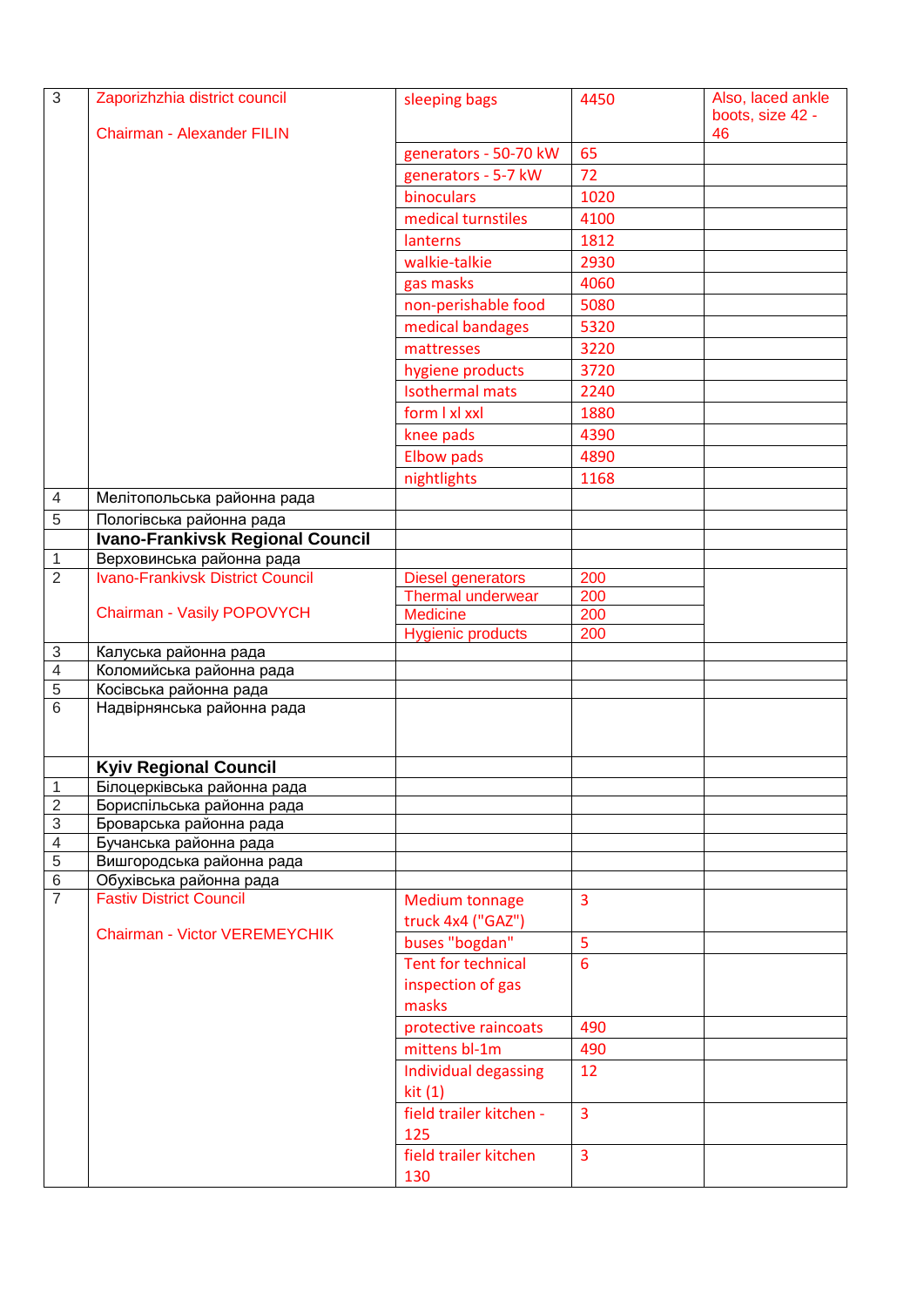| | | | | |
|---|---|---|---|---|
| 3 | Zaporizhzhia district council<br><br>Chairman - Alexander FILIN | sleeping bags | 4450 | Also, laced ankle boots, size 42 - 46 |
| | | generators - 50-70 kW | 65 | |
| | | generators - 5-7 kW | 72 | |
| | | binoculars | 1020 | |
| | | medical turnstiles | 4100 | |
| | | lanterns | 1812 | |
| | | walkie-talkie | 2930 | |
| | | gas masks | 4060 | |
| | | non-perishable food | 5080 | |
| | | medical bandages | 5320 | |
| | | mattresses | 3220 | |
| | | hygiene products | 3720 | |
| | | Isothermal mats | 2240 | |
| | | form l xl xxl | 1880 | |
| | | knee pads | 4390 | |
| | | Elbow pads | 4890 | |
| | | nightlights | 1168 | |
| 4 | Мелітопольська районна рада | | | |
| 5 | Пологівська районна рада | | | |
| | **Ivano-Frankivsk Regional Council** | | | |
| 1 | Верховинська районна рада | | | |
| 2 | Ivano-Frankivsk District Council<br><br>Chairman - Vasily POPOVYCH | Diesel generators | 200 | |
| | | Thermal underwear | 200 | |
| | | Medicine | 200 | |
| | | Hygienic products | 200 | |
| 3 | Калуська районна рада | | | |
| 4 | Коломийська районна рада | | | |
| 5 | Косівська районна рада | | | |
| 6 | Надвірнянська районна рада | | | |
| | **Kyiv Regional Council** | | | |
| 1 | Білоцерківська районна рада | | | |
| 2 | Бориспільська районна рада | | | |
| 3 | Броварська районна рада | | | |
| 4 | Бучанська районна рада | | | |
| 5 | Вишгородська районна рада | | | |
| 6 | Обухівська районна рада | | | |
| 7 | Fastiv District Council<br><br>Chairman - Victor VEREMEYCHIK | Medium tonnage truck 4x4 ("GAZ") | 3 | |
| | | buses "bogdan" | 5 | |
| | | Tent for technical inspection of gas masks | 6 | |
| | | protective raincoats | 490 | |
| | | mittens bl-1m | 490 | |
| | | Individual degassing kit (1) | 12 | |
| | | field trailer kitchen - 125 | 3 | |
| | | field trailer kitchen 130 | 3 | |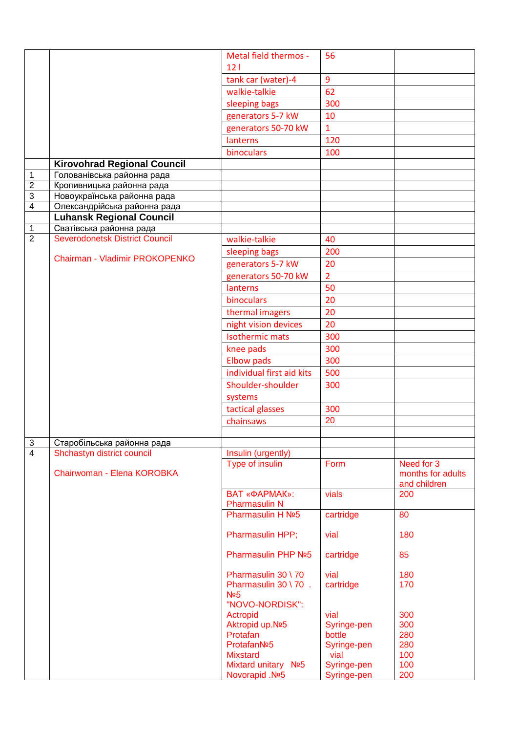| | | | | |
|---|---|---|---|---|
| | | Metal field thermos - 12 l | 56 | |
| | | tank car (water)-4 | 9 | |
| | | walkie-talkie | 62 | |
| | | sleeping bags | 300 | |
| | | generators 5-7 kW | 10 | |
| | | generators 50-70 kW | 1 | |
| | | lanterns | 120 | |
| | | binoculars | 100 | |
| | **Kirovohrad Regional Council** | | | |
| 1 | Голованівська районна рада | | | |
| 2 | Кропивницька районна рада | | | |
| 3 | Новоукраїнська районна рада | | | |
| 4 | Олександрійська районна рада | | | |
| | **Luhansk Regional Council** | | | |
| 1 | Сватівська районна рада | | | |
| 2 | Severodonetsk District Council<br><br>Chairman - Vladimir PROKOPENKO | walkie-talkie | 40 | |
| | | sleeping bags | 200 | |
| | | generators 5-7 kW | 20 | |
| | | generators 50-70 kW | 2 | |
| | | lanterns | 50 | |
| | | binoculars | 20 | |
| | | thermal imagers | 20 | |
| | | night vision devices | 20 | |
| | | Isothermic mats | 300 | |
| | | knee pads | 300 | |
| | | Elbow pads | 300 | |
| | | individual first aid kits | 500 | |
| | | Shoulder-shoulder systems | 300 | |
| | | tactical glasses | 300 | |
| | | chainsaws | 20 | |
| | | | | |
| 3 | Старобільська районна рада | | | |
| 4 | Shchastyn district council<br><br>Chairwoman - Elena KOROBKA | Insulin (urgently) | | |
| | | Type of insulin | Form | Need for 3 months for adults and children |
| | | ВАТ «ФАРМАК»: Pharmasulin N | vials | 200 |
| | | Pharmasulin H №5<br><br>Pharmasulin HPP;<br><br>Pharmasulin PHP №5<br><br>Pharmasulin 30 \ 70<br>Pharmasulin 30 \ 70 . №5<br>"NOVO-NORDISK":<br>Actropid<br>Aktropid up.№5<br>Protafan<br>ProtafanNo5<br>Mixstard<br>Mixtard unitary №5<br>Novorapid .№5 | cartridge<br><br>vial<br><br>cartridge<br><br>vial<br>cartridge<br><br><br>vial<br>Syringe-pen<br>bottle<br>Syringe-pen<br>vial<br>Syringe-pen<br>Syringe-pen | 80<br><br>180<br><br>85<br><br>180<br>170<br><br><br>300<br>300<br>280<br>280<br>100<br>100<br>200 |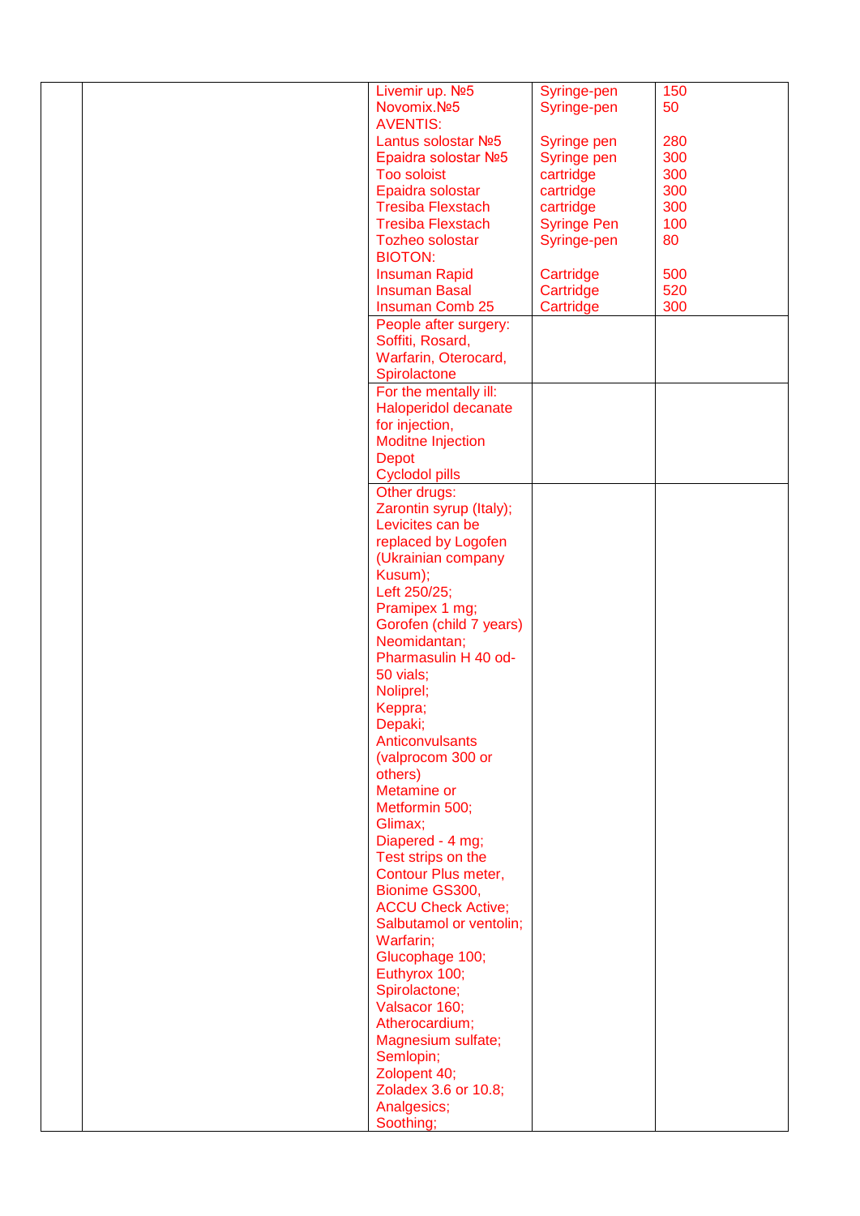|  |  |  |  |  |
|---|---|---|---|---|
|  |  | Livemir up. №5<br>Novomix.№5<br>AVENTIS:<br>Lantus solostar №5<br>Epaidra solostar №5<br>Too soloist<br>Epaidra solostar<br>Tresiba Flexstach<br>Tresiba Flexstach<br>Tozheo solostar<br>BIOTON:<br>Insuman Rapid<br>Insuman Basal<br>Insuman Comb 25 | Syringe-pen<br>Syringe-pen<br><br>Syringe pen<br>Syringe pen<br>cartridge<br>cartridge<br>cartridge<br>Syringe Pen<br>Syringe-pen<br><br>Cartridge<br>Cartridge<br>Cartridge | 150<br>50<br><br>280<br>300<br>300<br>300<br>300<br>100<br>80<br><br>500<br>520<br>300 |
|  |  | People after surgery:<br>Soffiti, Rosard,<br>Warfarin, Oterocard,<br>Spirolactone |  |  |
|  |  | For the mentally ill:<br>Haloperidol decanate for injection,<br>Moditne Injection Depot<br>Cyclodol pills |  |  |
|  |  | Other drugs:<br>Zarontin syrup (Italy);<br>Levicites can be replaced by Logofen (Ukrainian company Kusum);<br>Left 250/25;<br>Pramipex 1 mg;<br>Gorofen (child 7 years)<br>Neomidantan;<br>Pharmasulin H 40 od-50 vials;<br>Noliprel;<br>Keppra;<br>Depaki;<br>Anticonvulsants (valprocom 300 or others)<br>Metamine or Metformin 500;<br>Glimax;<br>Diapered - 4 mg;<br>Test strips on the Contour Plus meter, Bionime GS300, ACCU Check Active;<br>Salbutamol or ventolin;<br>Warfarin;<br>Glucophage 100;<br>Euthyrox 100;<br>Spirolactone;<br>Valsacor 160;<br>Atherocardium;<br>Magnesium sulfate;<br>Semlopin;<br>Zolopent 40;<br>Zoladex 3.6 or 10.8;<br>Analgesics;<br>Soothing; |  |  |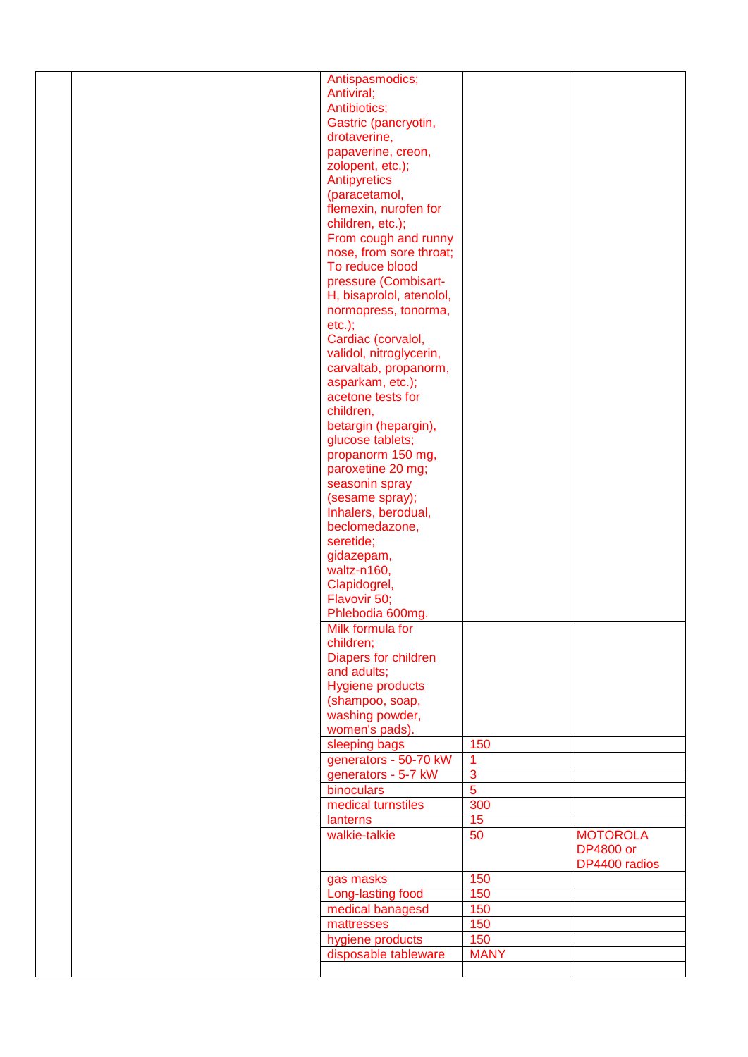| | | | | |
|---|---|---|---|---|
| | | Antispasmodics;<br>Antiviral;<br>Antibiotics;<br>Gastric (pancryotin, drotaverine, papaverine, creon, zolopent, etc.);<br>Antipyretics (paracetamol, flemexin, nurofen for children, etc.);<br>From cough and runny nose, from sore throat;<br>To reduce blood pressure (Combisart-H, bisaprolol, atenolol, normopress, tonorma, etc.);<br>Cardiac (corvalol, validol, nitroglycerin, carvaltab, propanorm, asparkam, etc.);<br>acetone tests for children,<br>betargin (hepargin),<br>glucose tablets;<br>propanorm 150 mg,<br>paroxetine 20 mg;<br>seasonin spray (sesame spray);<br>Inhalers, berodual, beclomedazone, seretide;<br>gidazepam,<br>waltz-n160,<br>Clapidogrel,<br>Flavovir 50;<br>Phlebodia 600mg. | | |
| | | Milk formula for children;<br>Diapers for children and adults;<br>Hygiene products (shampoo, soap, washing powder, women's pads). | | |
| | | sleeping bags | 150 | |
| | | generators - 50-70 kW | 1 | |
| | | generators - 5-7 kW | 3 | |
| | | binoculars | 5 | |
| | | medical turnstiles | 300 | |
| | | lanterns | 15 | |
| | | walkie-talkie | 50 | MOTOROLA DP4800 or DP4400 radios |
| | | gas masks | 150 | |
| | | Long-lasting food | 150 | |
| | | medical banagesd | 150 | |
| | | mattresses | 150 | |
| | | hygiene products | 150 | |
| | | disposable tableware | MANY | |
| | | | | |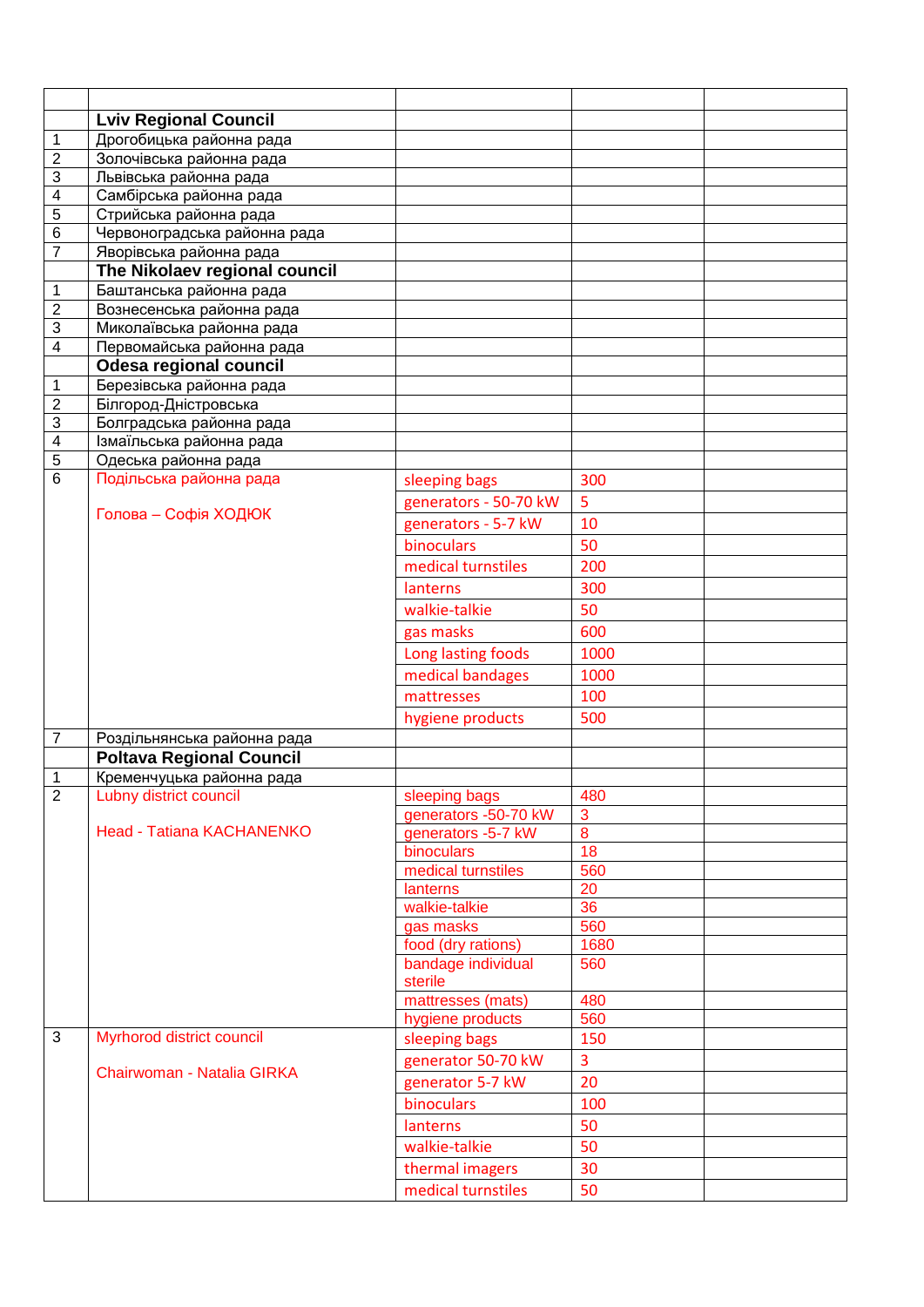| | | | | |
|---|---|---|---|---|
| | **Lviv Regional Council** | | | |
| 1 | Дрогобицька районна рада | | | |
| 2 | Золочівська районна рада | | | |
| 3 | Львівська районна рада | | | |
| 4 | Самбірська районна рада | | | |
| 5 | Стрийська районна рада | | | |
| 6 | Червоноградська районна рада | | | |
| 7 | Яворівська районна рада | | | |
| | **The Nikolaev regional council** | | | |
| 1 | Баштанська районна рада | | | |
| 2 | Вознесенська районна рада | | | |
| 3 | Миколаївська районна рада | | | |
| 4 | Первомайська районна рада | | | |
| | **Odesa regional council** | | | |
| 1 | Березівська районна рада | | | |
| 2 | Білгород-Дністровська | | | |
| 3 | Болградська районна рада | | | |
| 4 | Ізмаїльська районна рада | | | |
| 5 | Одеська районна рада | | | |
| 6 | Подільська районна рада<br><br>Голова – Софія ХОДЮК | sleeping bags | 300 | |
| | | generators - 50-70 kW | 5 | |
| | | generators - 5-7 kW | 10 | |
| | | binoculars | 50 | |
| | | medical turnstiles | 200 | |
| | | lanterns | 300 | |
| | | walkie-talkie | 50 | |
| | | gas masks | 600 | |
| | | Long lasting foods | 1000 | |
| | | medical bandages | 1000 | |
| | | mattresses | 100 | |
| | | hygiene products | 500 | |
| 7 | Роздільнянська районна рада | | | |
| | **Poltava Regional Council** | | | |
| 1 | Кременчуцька районна рада | | | |
| 2 | Lubny district council<br><br>Head - Tatiana KACHANENKO | sleeping bags | 480 | |
| | | generators -50-70 kW | 3 | |
| | | generators -5-7 kW | 8 | |
| | | binoculars | 18 | |
| | | medical turnstiles | 560 | |
| | | lanterns | 20 | |
| | | walkie-talkie | 36 | |
| | | gas masks | 560 | |
| | | food (dry rations) | 1680 | |
| | | bandage individual sterile | 560 | |
| | | mattresses (mats) | 480 | |
| | | hygiene products | 560 | |
| 3 | Myrhorod district council<br><br>Chairwoman - Natalia GIRKA | sleeping bags | 150 | |
| | | generator 50-70 kW | 3 | |
| | | generator 5-7 kW | 20 | |
| | | binoculars | 100 | |
| | | lanterns | 50 | |
| | | walkie-talkie | 50 | |
| | | thermal imagers | 30 | |
| | | medical turnstiles | 50 | |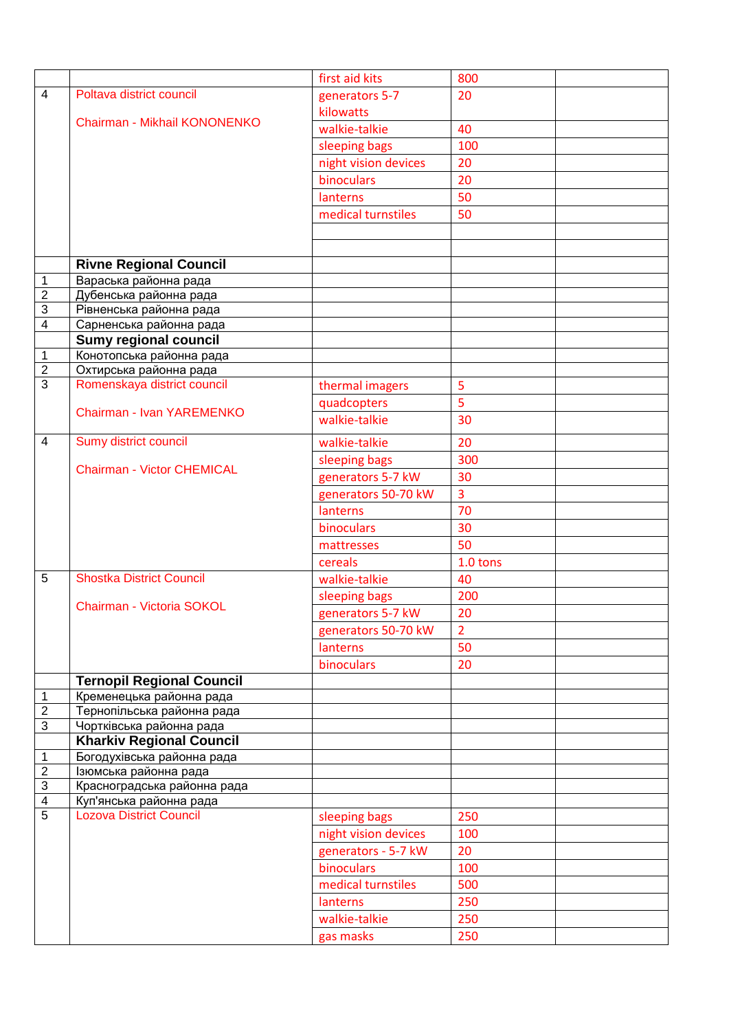|  |  |  |  |  |
|---|---|---|---|---|
|  |  | first aid kits | 800 |  |
| 4 | Poltava district council<br><br>Chairman - Mikhail KONONENKO | generators 5-7 kilowatts | 20 |  |
|  |  | walkie-talkie | 40 |  |
|  |  | sleeping bags | 100 |  |
|  |  | night vision devices | 20 |  |
|  |  | binoculars | 20 |  |
|  |  | lanterns | 50 |  |
|  |  | medical turnstiles | 50 |  |
|  |  |  |  |  |
|  |  |  |  |  |
|  | **Rivne Regional Council** |  |  |  |
| 1 | Вараська районна рада |  |  |  |
| 2 | Дубенська районна рада |  |  |  |
| 3 | Рівненська районна рада |  |  |  |
| 4 | Сарненська районна рада |  |  |  |
|  | **Sumy regional council** |  |  |  |
| 1 | Конотопська районна рада |  |  |  |
| 2 | Охтирська районна рада |  |  |  |
| 3 | Romenskaya district council<br><br>Chairman - Ivan YAREMENKO | thermal imagers | 5 |  |
|  |  | quadcopters | 5 |  |
|  |  | walkie-talkie | 30 |  |
| 4 | Sumy district council<br><br>Chairman - Victor CHEMICAL | walkie-talkie | 20 |  |
|  |  | sleeping bags | 300 |  |
|  |  | generators 5-7 kW | 30 |  |
|  |  | generators 50-70 kW | 3 |  |
|  |  | lanterns | 70 |  |
|  |  | binoculars | 30 |  |
|  |  | mattresses | 50 |  |
|  |  | cereals | 1.0 tons |  |
| 5 | Shostka District Council<br><br>Chairman - Victoria SOKOL | walkie-talkie | 40 |  |
|  |  | sleeping bags | 200 |  |
|  |  | generators 5-7 kW | 20 |  |
|  |  | generators 50-70 kW | 2 |  |
|  |  | lanterns | 50 |  |
|  |  | binoculars | 20 |  |
|  | **Ternopil Regional Council** |  |  |  |
| 1 | Кременецька районна рада |  |  |  |
| 2 | Тернопільська районна рада |  |  |  |
| 3 | Чортківська районна рада |  |  |  |
|  | **Kharkiv Regional Council** |  |  |  |
| 1 | Богодухівська районна рада |  |  |  |
| 2 | Ізюмська районна рада |  |  |  |
| 3 | Красноградська районна рада |  |  |  |
| 4 | Куп'янська районна рада |  |  |  |
| 5 | Lozova District Council | sleeping bags | 250 |  |
|  |  | night vision devices | 100 |  |
|  |  | generators - 5-7 kW | 20 |  |
|  |  | binoculars | 100 |  |
|  |  | medical turnstiles | 500 |  |
|  |  | lanterns | 250 |  |
|  |  | walkie-talkie | 250 |  |
|  |  | gas masks | 250 |  |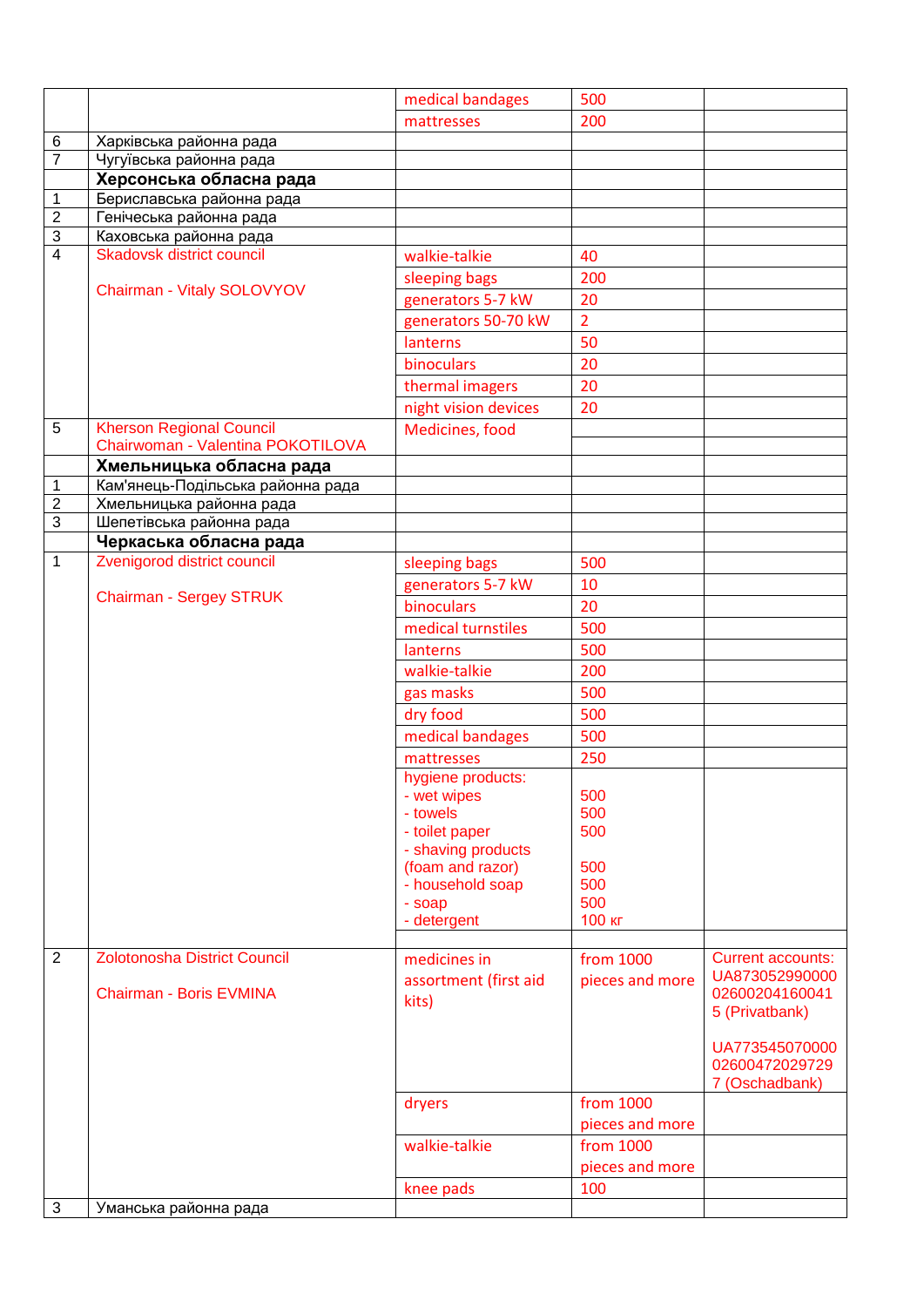| | | | | |
|---|---|---|---|---|
| | | medical bandages | 500 | |
| | | mattresses | 200 | |
| 6 | Харківська районна рада | | | |
| 7 | Чугуївська районна рада | | | |
| | **Херсонська обласна рада** | | | |
| 1 | Бериславська районна рада | | | |
| 2 | Генічеська районна рада | | | |
| 3 | Каховська районна рада | | | |
| 4 | Skadovsk district council<br><br>Chairman - Vitaly SOLOVYOV | walkie-talkie | 40 | |
| | | sleeping bags | 200 | |
| | | generators 5-7 kW | 20 | |
| | | generators 50-70 kW | 2 | |
| | | lanterns | 50 | |
| | | binoculars | 20 | |
| | | thermal imagers | 20 | |
| | | night vision devices | 20 | |
| 5 | Kherson Regional Council<br>Chairwoman - Valentina POKOTILOVA | Medicines, food | | |
| | **Хмельницька обласна рада** | | | |
| 1 | Кам'янець-Подільська районна рада | | | |
| 2 | Хмельницька районна рада | | | |
| 3 | Шепетівська районна рада | | | |
| | **Черкаська обласна рада** | | | |
| 1 | Zvenigorod district council<br><br>Chairman - Sergey STRUK | sleeping bags | 500 | |
| | | generators 5-7 kW | 10 | |
| | | binoculars | 20 | |
| | | medical turnstiles | 500 | |
| | | lanterns | 500 | |
| | | walkie-talkie | 200 | |
| | | gas masks | 500 | |
| | | dry food | 500 | |
| | | medical bandages | 500 | |
| | | mattresses | 250 | |
| | | hygiene products:<br>- wet wipes<br>- towels<br>- toilet paper<br>- shaving products (foam and razor)<br>- household soap<br>- soap<br>- detergent | <br>500<br>500<br>500<br><br>500<br>500<br>500<br>100 кг | |
| | | | | |
| 2 | Zolotonosha District Council<br><br>Chairman - Boris EVMINA | medicines in assortment (first aid kits) | from 1000 pieces and more | Current accounts:<br>UA873052990000026002041600415 (Privatbank)<br><br>UA773545070000026004720297297 (Oschadbank) |
| | | dryers | from 1000 pieces and more | |
| | | walkie-talkie | from 1000 pieces and more | |
| | | knee pads | 100 | |
| 3 | Уманська районна рада | | | |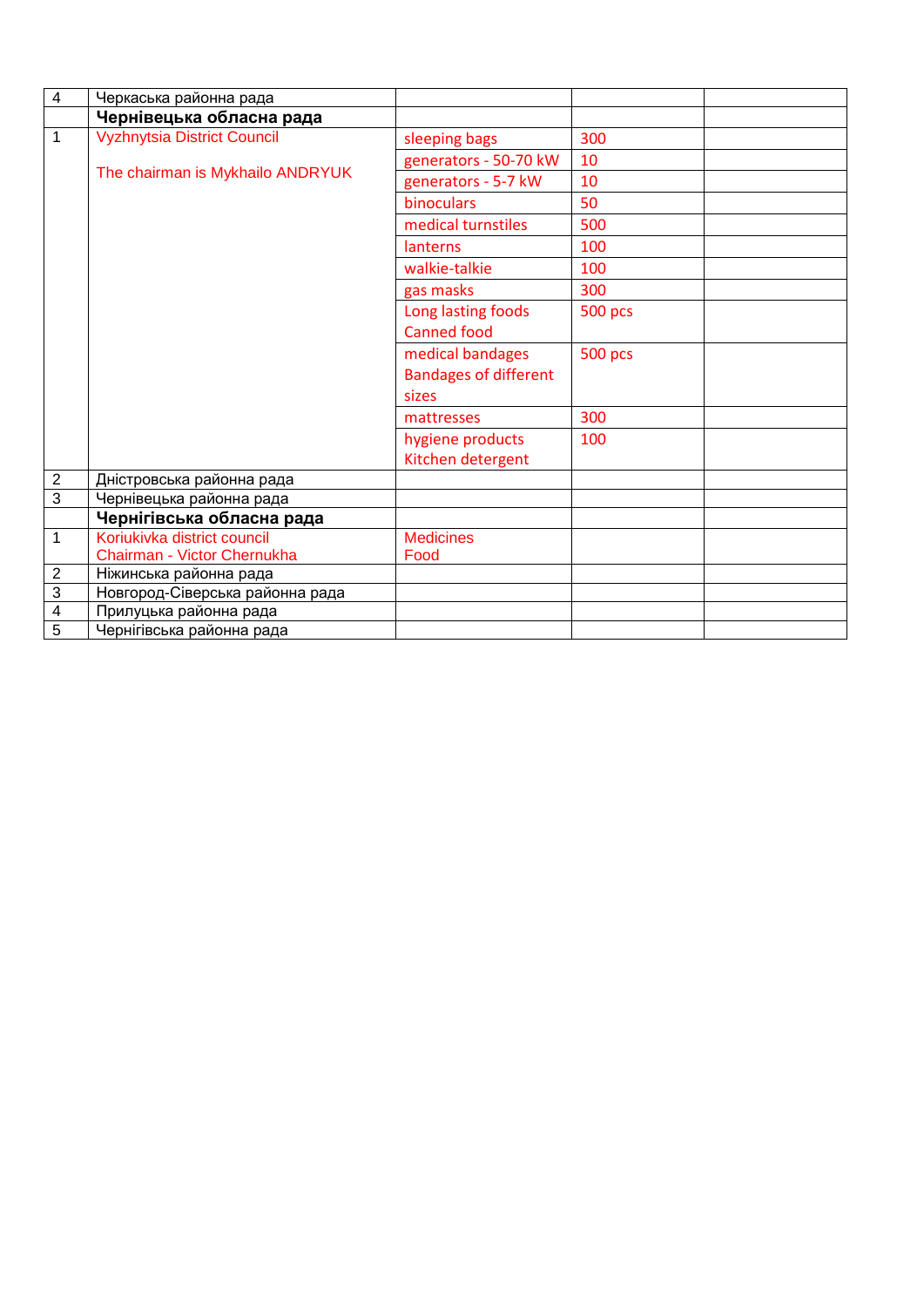| | | | | |
|---|---|---|---|---|
| 4 | Черкаська районна рада | | | |
| | **Чернівецька обласна рада** | | | |
| 1 | Vyzhnytsia District Council<br><br>The chairman is Mykhailo ANDRYUK | sleeping bags | 300 | |
| | | generators - 50-70 kW | 10 | |
| | | generators - 5-7 kW | 10 | |
| | | binoculars | 50 | |
| | | medical turnstiles | 500 | |
| | | lanterns | 100 | |
| | | walkie-talkie | 100 | |
| | | gas masks | 300 | |
| | | Long lasting foods<br>Canned food | 500 pcs | |
| | | medical bandages<br>Bandages of different sizes | 500 pcs | |
| | | mattresses | 300 | |
| | | hygiene products<br>Kitchen detergent | 100 | |
| 2 | Дністровська районна рада | | | |
| 3 | Чернівецька районна рада | | | |
| | **Чернігівська обласна рада** | | | |
| 1 | Koriukivka district council<br>Chairman - Victor Chernukha | Medicines<br>Food | | |
| 2 | Ніжинська районна рада | | | |
| 3 | Новгород-Сіверська районна рада | | | |
| 4 | Прилуцька районна рада | | | |
| 5 | Чернігівська районна рада | | | |